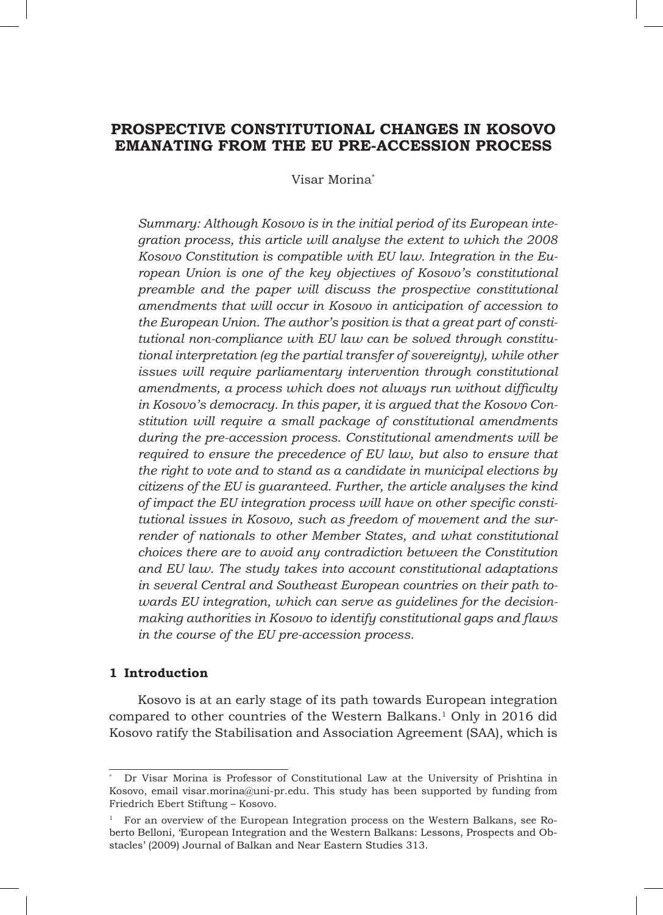# PROSPECTIVE CONSTITUTIONAL CHANGES IN KOSOVO EMANATING FROM THE EU PRE-ACCESSION PROCESS

Visar Morina[*]

*Summary: Although Kosovo is in the initial period of its European integration process, this article will analyse the extent to which the 2008 Kosovo Constitution is compatible with EU law. Integration in the European Union is one of the key objectives of Kosovo's constitutional preamble and the paper will discuss the prospective constitutional amendments that will occur in Kosovo in anticipation of accession to the European Union. The author's position is that a great part of constitutional non-compliance with EU law can be solved through constitutional interpretation (eg the partial transfer of sovereignty), while other issues will require parliamentary intervention through constitutional amendments, a process which does not always run without difficulty in Kosovo's democracy. In this paper, it is argued that the Kosovo Constitution will require a small package of constitutional amendments during the pre-accession process. Constitutional amendments will be required to ensure the precedence of EU law, but also to ensure that the right to vote and to stand as a candidate in municipal elections by citizens of the EU is guaranteed. Further, the article analyses the kind of impact the EU integration process will have on other specific constitutional issues in Kosovo, such as freedom of movement and the surrender of nationals to other Member States, and what constitutional choices there are to avoid any contradiction between the Constitution and EU law. The study takes into account constitutional adaptations in several Central and Southeast European countries on their path towards EU integration, which can serve as guidelines for the decision-making authorities in Kosovo to identify constitutional gaps and flaws in the course of the EU pre-accession process.*

## 1 Introduction

Kosovo is at an early stage of its path towards European integration compared to other countries of the Western Balkans.[1] Only in 2016 did Kosovo ratify the Stabilisation and Association Agreement (SAA), which is

---

[*] Dr Visar Morina is Professor of Constitutional Law at the University of Prishtina in Kosovo, email visar.morina@uni-pr.edu. This study has been supported by funding from Friedrich Ebert Stiftung – Kosovo.

[1] For an overview of the European Integration process on the Western Balkans, see Roberto Belloni, 'European Integration and the Western Balkans: Lessons, Prospects and Obstacles' (2009) Journal of Balkan and Near Eastern Studies 313.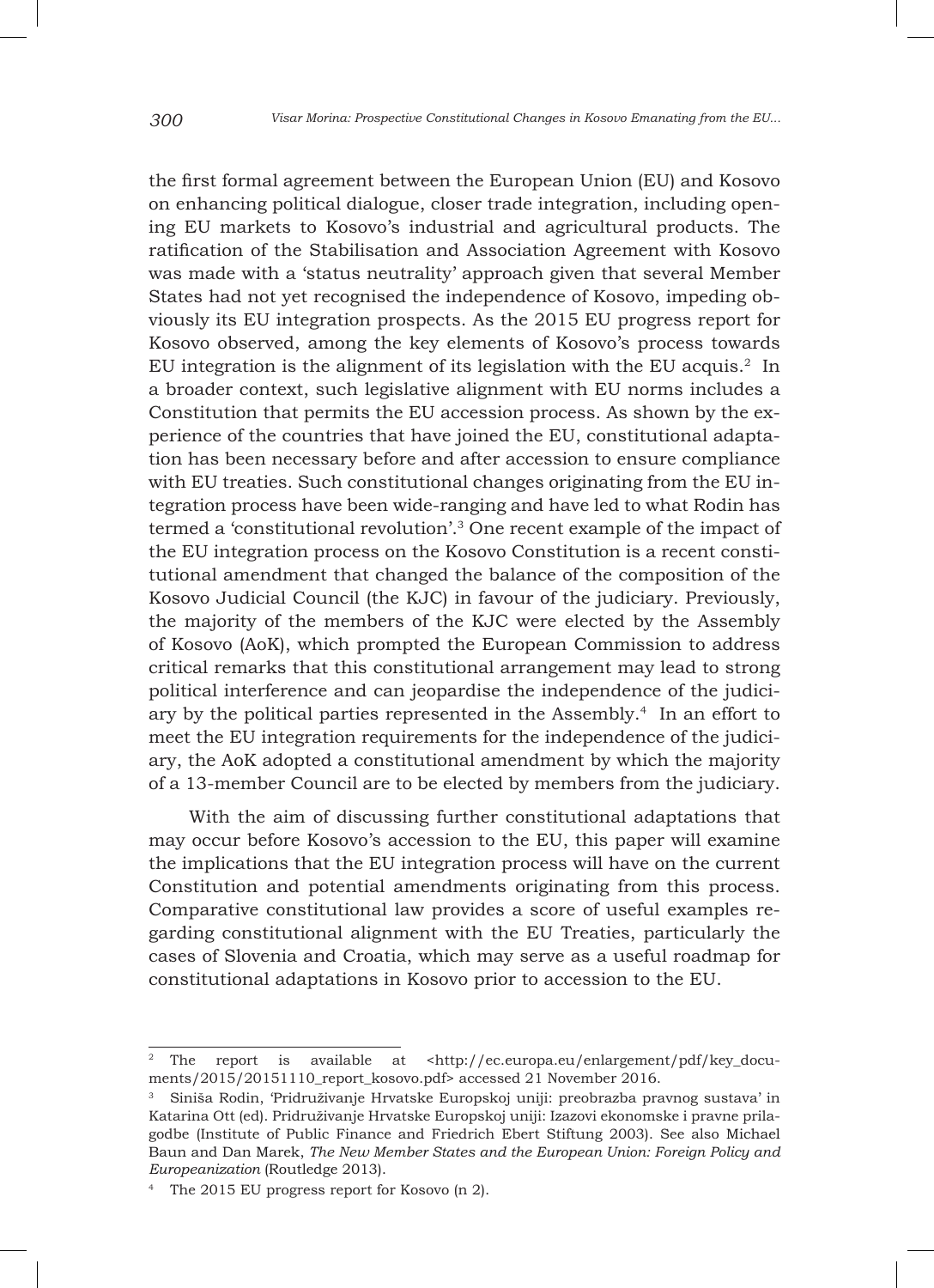the first formal agreement between the European Union (EU) and Kosovo on enhancing political dialogue, closer trade integration, including opening EU markets to Kosovo's industrial and agricultural products. The ratification of the Stabilisation and Association Agreement with Kosovo was made with a 'status neutrality' approach given that several Member States had not yet recognised the independence of Kosovo, impeding obviously its EU integration prospects. As the 2015 EU progress report for Kosovo observed, among the key elements of Kosovo's process towards EU integration is the alignment of its legislation with the EU acquis.[2] In a broader context, such legislative alignment with EU norms includes a Constitution that permits the EU accession process. As shown by the experience of the countries that have joined the EU, constitutional adaptation has been necessary before and after accession to ensure compliance with EU treaties. Such constitutional changes originating from the EU integration process have been wide-ranging and have led to what Rodin has termed a 'constitutional revolution'.[3] One recent example of the impact of the EU integration process on the Kosovo Constitution is a recent constitutional amendment that changed the balance of the composition of the Kosovo Judicial Council (the KJC) in favour of the judiciary. Previously, the majority of the members of the KJC were elected by the Assembly of Kosovo (AoK), which prompted the European Commission to address critical remarks that this constitutional arrangement may lead to strong political interference and can jeopardise the independence of the judiciary by the political parties represented in the Assembly.[4] In an effort to meet the EU integration requirements for the independence of the judiciary, the AoK adopted a constitutional amendment by which the majority of a 13-member Council are to be elected by members from the judiciary.

With the aim of discussing further constitutional adaptations that may occur before Kosovo's accession to the EU, this paper will examine the implications that the EU integration process will have on the current Constitution and potential amendments originating from this process. Comparative constitutional law provides a score of useful examples regarding constitutional alignment with the EU Treaties, particularly the cases of Slovenia and Croatia, which may serve as a useful roadmap for constitutional adaptations in Kosovo prior to accession to the EU.

---

[2] The report is available at <http://ec.europa.eu/enlargement/pdf/key_documents/2015/20151110_report_kosovo.pdf> accessed 21 November 2016.

[3] Siniša Rodin, 'Pridruživanje Hrvatske Europskoj uniji: preobrazba pravnog sustava' in Katarina Ott (ed). Pridruživanje Hrvatske Europskoj uniji: Izazovi ekonomske i pravne prilagodbe (Institute of Public Finance and Friedrich Ebert Stiftung 2003). See also Michael Baun and Dan Marek, *The New Member States and the European Union: Foreign Policy and Europeanization* (Routledge 2013).

[4] The 2015 EU progress report for Kosovo (n 2).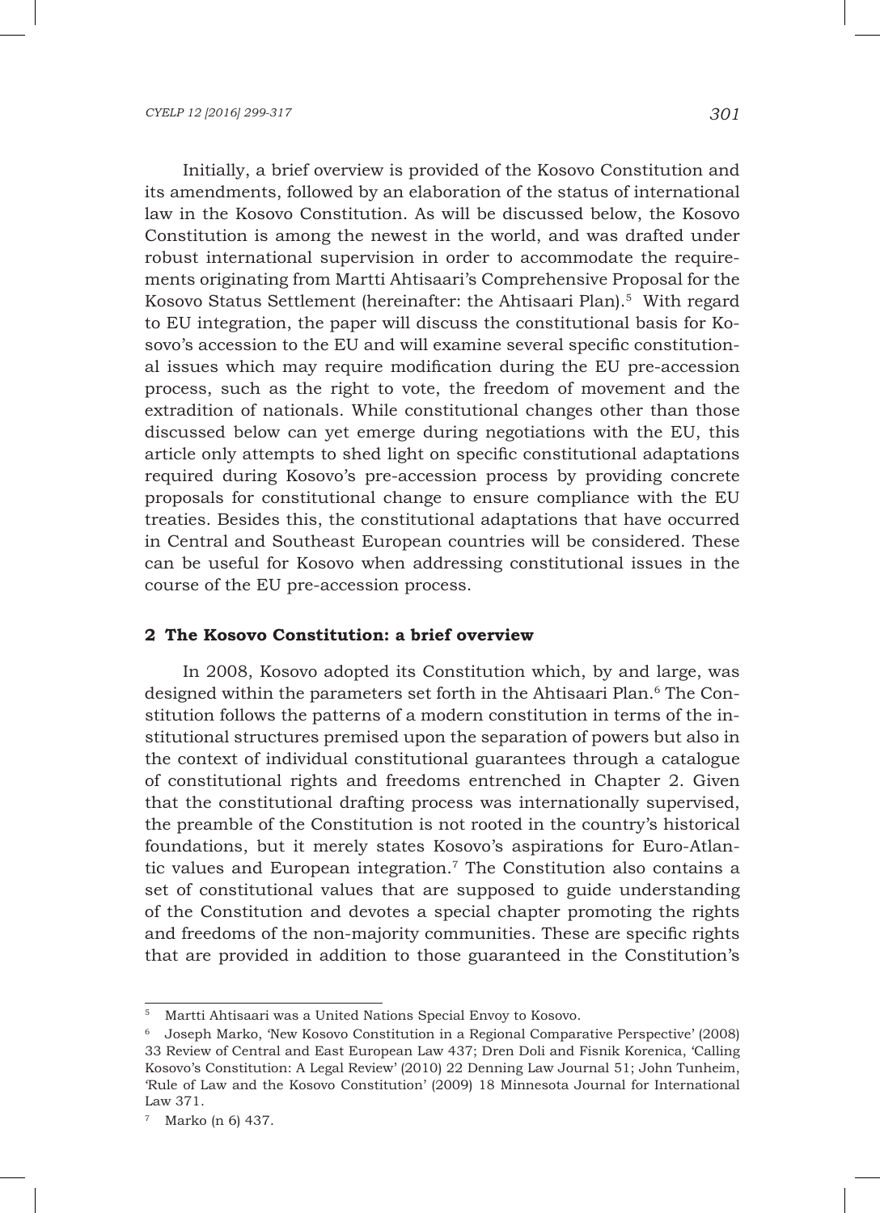Initially, a brief overview is provided of the Kosovo Constitution and its amendments, followed by an elaboration of the status of international law in the Kosovo Constitution. As will be discussed below, the Kosovo Constitution is among the newest in the world, and was drafted under robust international supervision in order to accommodate the requirements originating from Martti Ahtisaari's Comprehensive Proposal for the Kosovo Status Settlement (hereinafter: the Ahtisaari Plan).[5] With regard to EU integration, the paper will discuss the constitutional basis for Kosovo's accession to the EU and will examine several specific constitutional issues which may require modification during the EU pre-accession process, such as the right to vote, the freedom of movement and the extradition of nationals. While constitutional changes other than those discussed below can yet emerge during negotiations with the EU, this article only attempts to shed light on specific constitutional adaptations required during Kosovo's pre-accession process by providing concrete proposals for constitutional change to ensure compliance with the EU treaties. Besides this, the constitutional adaptations that have occurred in Central and Southeast European countries will be considered. These can be useful for Kosovo when addressing constitutional issues in the course of the EU pre-accession process.

## 2 The Kosovo Constitution: a brief overview

In 2008, Kosovo adopted its Constitution which, by and large, was designed within the parameters set forth in the Ahtisaari Plan.[6] The Constitution follows the patterns of a modern constitution in terms of the institutional structures premised upon the separation of powers but also in the context of individual constitutional guarantees through a catalogue of constitutional rights and freedoms entrenched in Chapter 2. Given that the constitutional drafting process was internationally supervised, the preamble of the Constitution is not rooted in the country's historical foundations, but it merely states Kosovo's aspirations for Euro-Atlantic values and European integration.[7] The Constitution also contains a set of constitutional values that are supposed to guide understanding of the Constitution and devotes a special chapter promoting the rights and freedoms of the non-majority communities. These are specific rights that are provided in addition to those guaranteed in the Constitution's

---

[5] Martti Ahtisaari was a United Nations Special Envoy to Kosovo.

[6] Joseph Marko, 'New Kosovo Constitution in a Regional Comparative Perspective' (2008) 33 Review of Central and East European Law 437; Dren Doli and Fisnik Korenica, 'Calling Kosovo's Constitution: A Legal Review' (2010) 22 Denning Law Journal 51; John Tunheim, 'Rule of Law and the Kosovo Constitution' (2009) 18 Minnesota Journal for International Law 371.

[7] Marko (n 6) 437.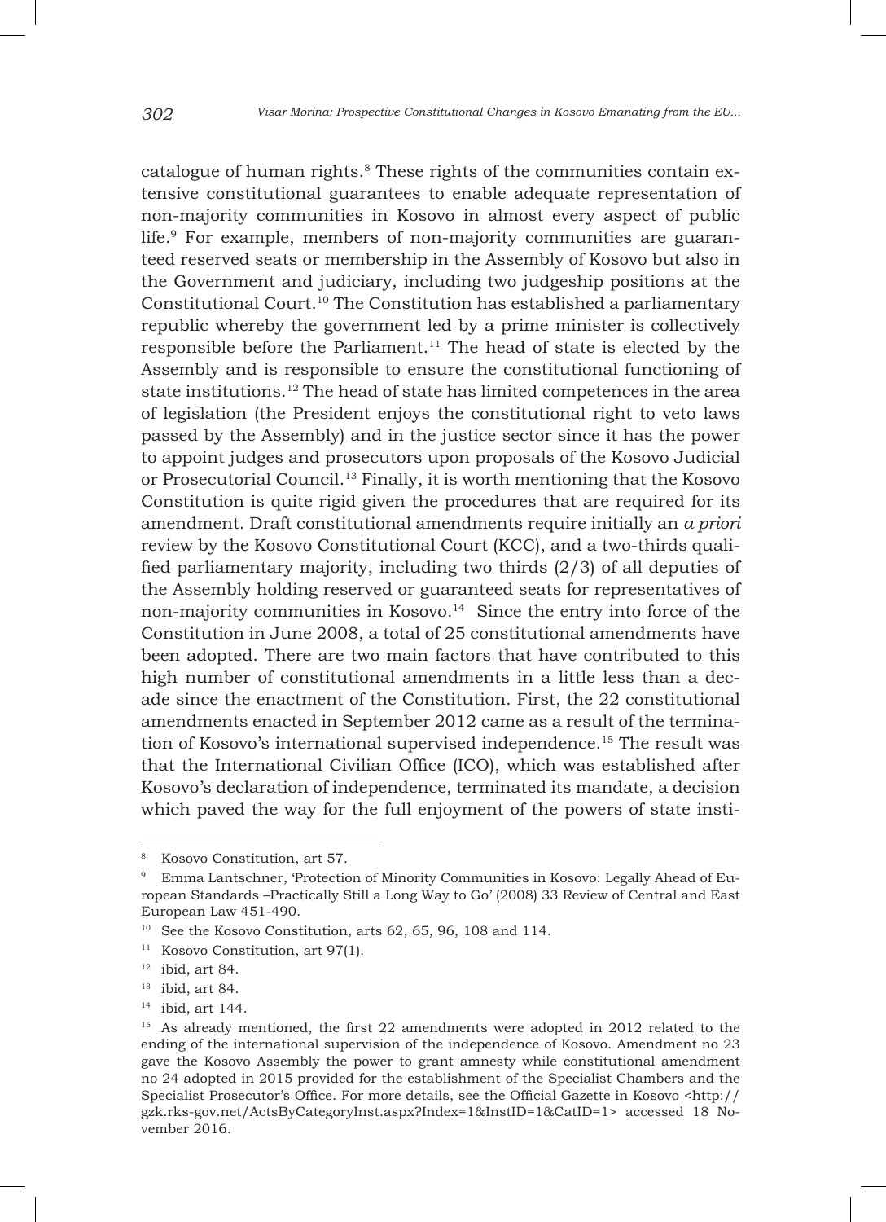catalogue of human rights.[8] These rights of the communities contain extensive constitutional guarantees to enable adequate representation of non-majority communities in Kosovo in almost every aspect of public life.[9] For example, members of non-majority communities are guaranteed reserved seats or membership in the Assembly of Kosovo but also in the Government and judiciary, including two judgeship positions at the Constitutional Court.[10] The Constitution has established a parliamentary republic whereby the government led by a prime minister is collectively responsible before the Parliament.[11] The head of state is elected by the Assembly and is responsible to ensure the constitutional functioning of state institutions.[12] The head of state has limited competences in the area of legislation (the President enjoys the constitutional right to veto laws passed by the Assembly) and in the justice sector since it has the power to appoint judges and prosecutors upon proposals of the Kosovo Judicial or Prosecutorial Council.[13] Finally, it is worth mentioning that the Kosovo Constitution is quite rigid given the procedures that are required for its amendment. Draft constitutional amendments require initially an *a priori* review by the Kosovo Constitutional Court (KCC), and a two-thirds qualified parliamentary majority, including two thirds (2/3) of all deputies of the Assembly holding reserved or guaranteed seats for representatives of non-majority communities in Kosovo.[14] Since the entry into force of the Constitution in June 2008, a total of 25 constitutional amendments have been adopted. There are two main factors that have contributed to this high number of constitutional amendments in a little less than a decade since the enactment of the Constitution. First, the 22 constitutional amendments enacted in September 2012 came as a result of the termination of Kosovo's international supervised independence.[15] The result was that the International Civilian Office (ICO), which was established after Kosovo's declaration of independence, terminated its mandate, a decision which paved the way for the full enjoyment of the powers of state insti-

---

[8] Kosovo Constitution, art 57.

[9] Emma Lantschner, 'Protection of Minority Communities in Kosovo: Legally Ahead of European Standards –Practically Still a Long Way to Go' (2008) 33 Review of Central and East European Law 451-490.

[10] See the Kosovo Constitution, arts 62, 65, 96, 108 and 114.

[11] Kosovo Constitution, art 97(1).

[12] ibid, art 84.

[13] ibid, art 84.

[14] ibid, art 144.

[15] As already mentioned, the first 22 amendments were adopted in 2012 related to the ending of the international supervision of the independence of Kosovo. Amendment no 23 gave the Kosovo Assembly the power to grant amnesty while constitutional amendment no 24 adopted in 2015 provided for the establishment of the Specialist Chambers and the Specialist Prosecutor's Office. For more details, see the Official Gazette in Kosovo <http://gzk.rks-gov.net/ActsByCategoryInst.aspx?Index=1&InstID=1&CatID=1> accessed 18 November 2016.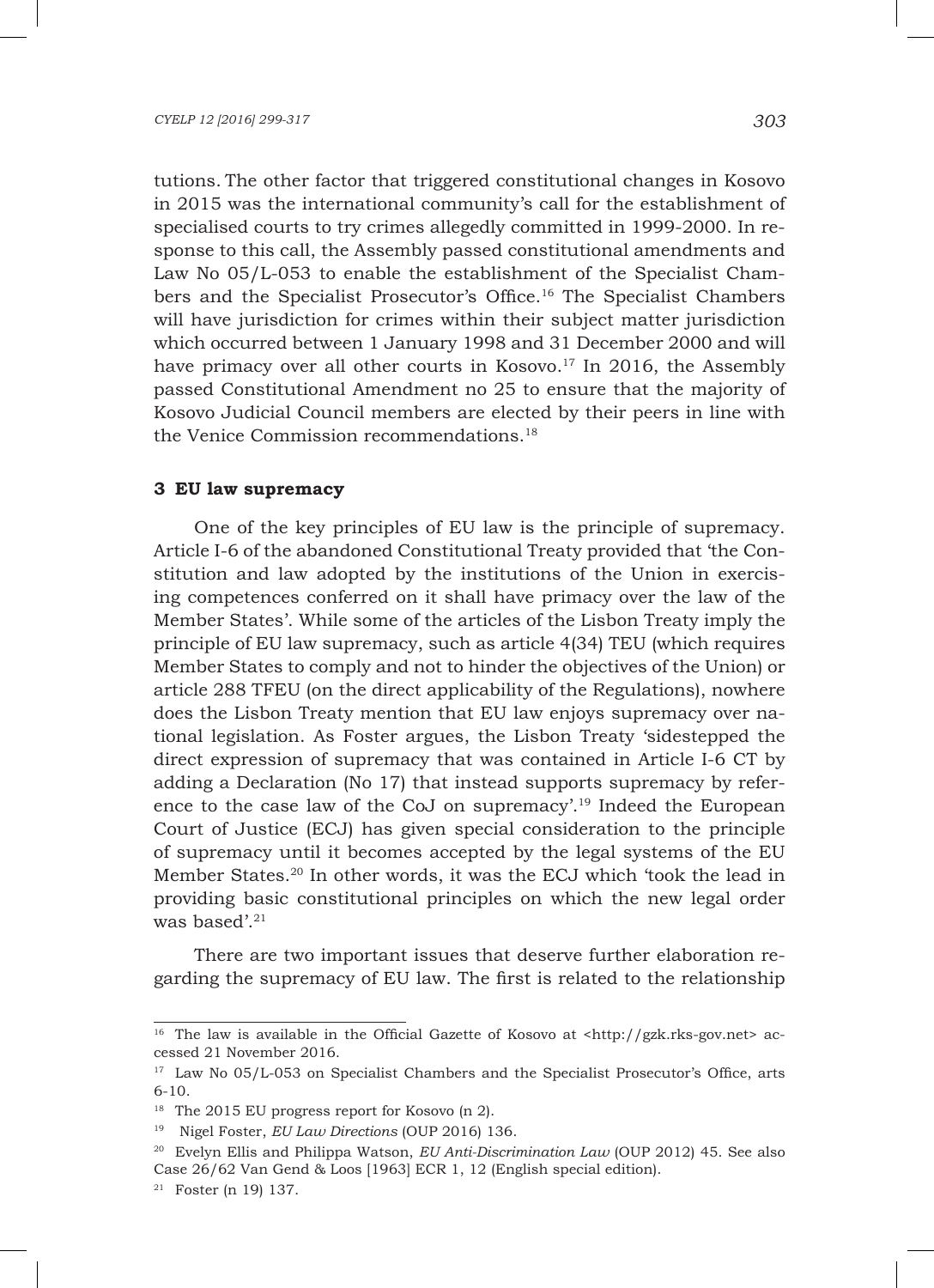tutions. The other factor that triggered constitutional changes in Kosovo in 2015 was the international community's call for the establishment of specialised courts to try crimes allegedly committed in 1999-2000. In response to this call, the Assembly passed constitutional amendments and Law No 05/L-053 to enable the establishment of the Specialist Chambers and the Specialist Prosecutor's Office.[16] The Specialist Chambers will have jurisdiction for crimes within their subject matter jurisdiction which occurred between 1 January 1998 and 31 December 2000 and will have primacy over all other courts in Kosovo.[17] In 2016, the Assembly passed Constitutional Amendment no 25 to ensure that the majority of Kosovo Judicial Council members are elected by their peers in line with the Venice Commission recommendations.[18]

### 3 EU law supremacy

One of the key principles of EU law is the principle of supremacy. Article I-6 of the abandoned Constitutional Treaty provided that 'the Constitution and law adopted by the institutions of the Union in exercising competences conferred on it shall have primacy over the law of the Member States'. While some of the articles of the Lisbon Treaty imply the principle of EU law supremacy, such as article 4(34) TEU (which requires Member States to comply and not to hinder the objectives of the Union) or article 288 TFEU (on the direct applicability of the Regulations), nowhere does the Lisbon Treaty mention that EU law enjoys supremacy over national legislation. As Foster argues, the Lisbon Treaty 'sidestepped the direct expression of supremacy that was contained in Article I-6 CT by adding a Declaration (No 17) that instead supports supremacy by reference to the case law of the CoJ on supremacy'.[19] Indeed the European Court of Justice (ECJ) has given special consideration to the principle of supremacy until it becomes accepted by the legal systems of the EU Member States.[20] In other words, it was the ECJ which 'took the lead in providing basic constitutional principles on which the new legal order was based'.[21]

There are two important issues that deserve further elaboration regarding the supremacy of EU law. The first is related to the relationship

---

[16] The law is available in the Official Gazette of Kosovo at <http://gzk.rks-gov.net> accessed 21 November 2016.

[17] Law No 05/L-053 on Specialist Chambers and the Specialist Prosecutor's Office, arts 6-10.

[18] The 2015 EU progress report for Kosovo (n 2).

[19] Nigel Foster, *EU Law Directions* (OUP 2016) 136.

[20] Evelyn Ellis and Philippa Watson, *EU Anti-Discrimination Law* (OUP 2012) 45. See also Case 26/62 Van Gend & Loos [1963] ECR 1, 12 (English special edition).

[21] Foster (n 19) 137.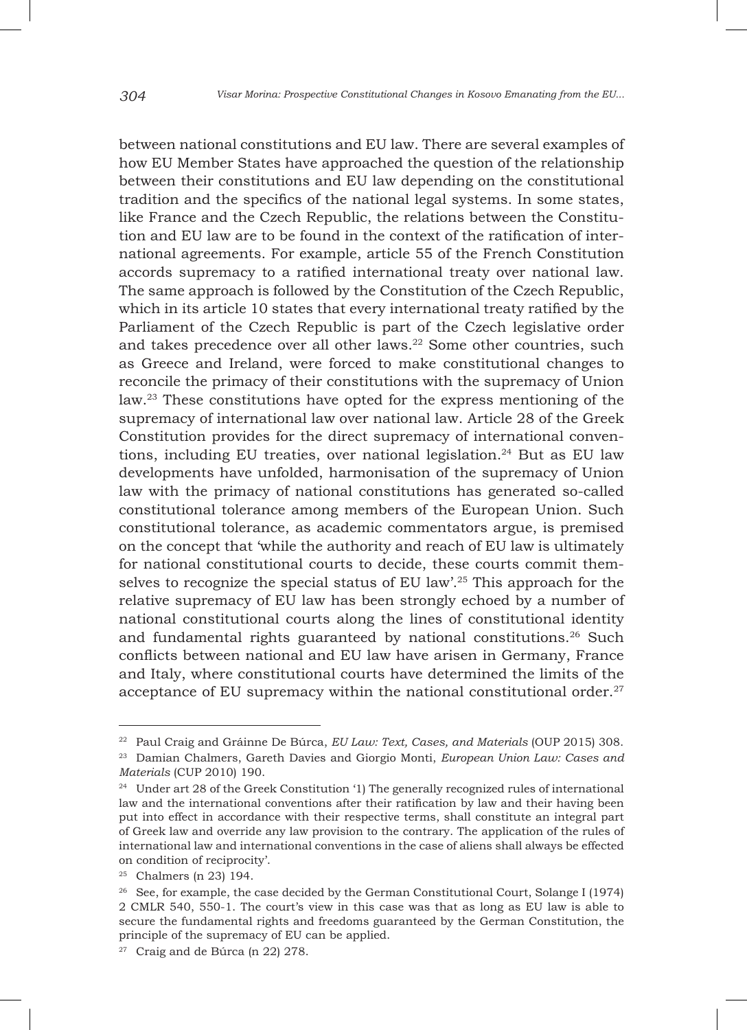between national constitutions and EU law. There are several examples of how EU Member States have approached the question of the relationship between their constitutions and EU law depending on the constitutional tradition and the specifics of the national legal systems. In some states, like France and the Czech Republic, the relations between the Constitution and EU law are to be found in the context of the ratification of international agreements. For example, article 55 of the French Constitution accords supremacy to a ratified international treaty over national law. The same approach is followed by the Constitution of the Czech Republic, which in its article 10 states that every international treaty ratified by the Parliament of the Czech Republic is part of the Czech legislative order and takes precedence over all other laws.[22] Some other countries, such as Greece and Ireland, were forced to make constitutional changes to reconcile the primacy of their constitutions with the supremacy of Union law.[23] These constitutions have opted for the express mentioning of the supremacy of international law over national law. Article 28 of the Greek Constitution provides for the direct supremacy of international conventions, including EU treaties, over national legislation.[24] But as EU law developments have unfolded, harmonisation of the supremacy of Union law with the primacy of national constitutions has generated so-called constitutional tolerance among members of the European Union. Such constitutional tolerance, as academic commentators argue, is premised on the concept that 'while the authority and reach of EU law is ultimately for national constitutional courts to decide, these courts commit themselves to recognize the special status of EU law'.[25] This approach for the relative supremacy of EU law has been strongly echoed by a number of national constitutional courts along the lines of constitutional identity and fundamental rights guaranteed by national constitutions.[26] Such conflicts between national and EU law have arisen in Germany, France and Italy, where constitutional courts have determined the limits of the acceptance of EU supremacy within the national constitutional order.[27]

---

[22] Paul Craig and Gráinne De Búrca, *EU Law: Text, Cases, and Materials* (OUP 2015) 308.

[23] Damian Chalmers, Gareth Davies and Giorgio Monti, *European Union Law: Cases and Materials* (CUP 2010) 190.

[24] Under art 28 of the Greek Constitution '1) The generally recognized rules of international law and the international conventions after their ratification by law and their having been put into effect in accordance with their respective terms, shall constitute an integral part of Greek law and override any law provision to the contrary. The application of the rules of international law and international conventions in the case of aliens shall always be effected on condition of reciprocity'.

[25] Chalmers (n 23) 194.

[26] See, for example, the case decided by the German Constitutional Court, Solange I (1974) 2 CMLR 540, 550-1. The court's view in this case was that as long as EU law is able to secure the fundamental rights and freedoms guaranteed by the German Constitution, the principle of the supremacy of EU can be applied.

[27] Craig and de Búrca (n 22) 278.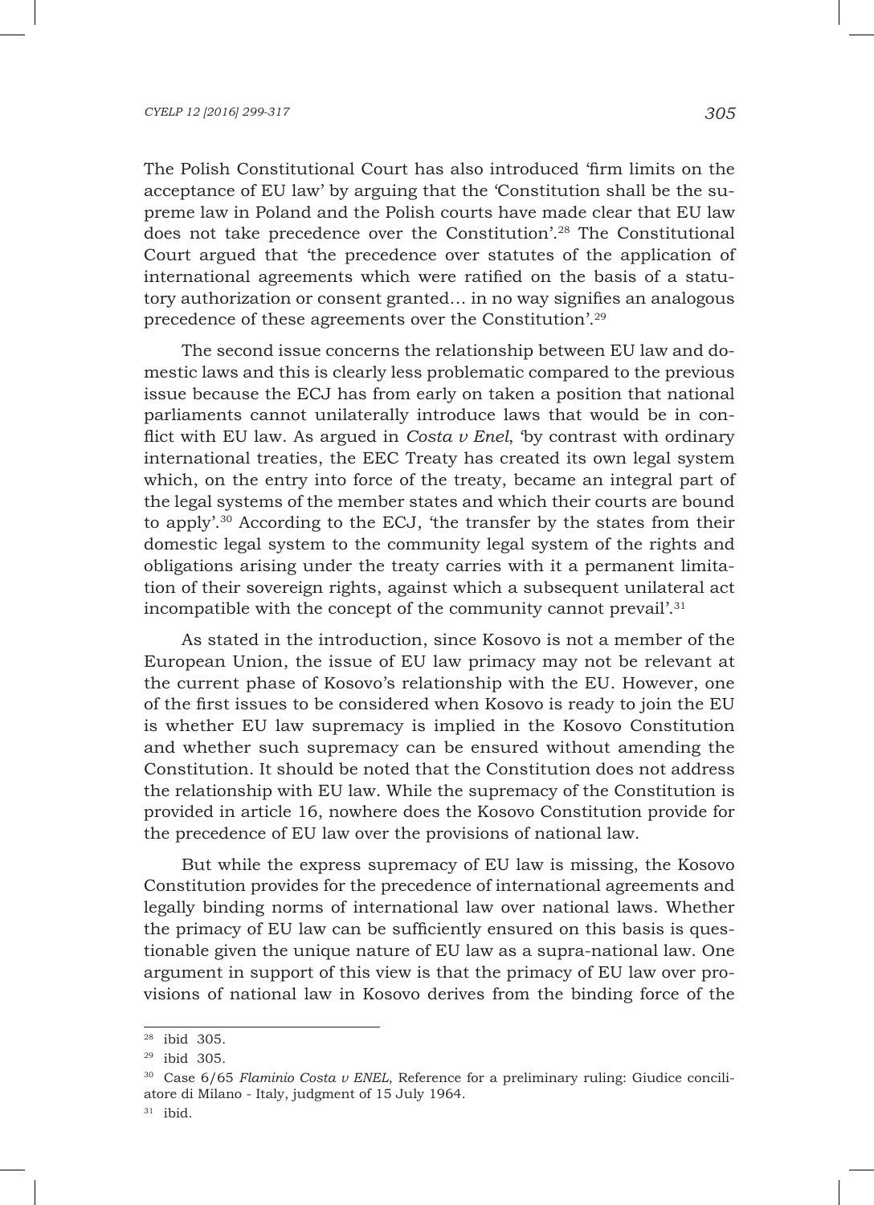The Polish Constitutional Court has also introduced 'firm limits on the acceptance of EU law' by arguing that the 'Constitution shall be the supreme law in Poland and the Polish courts have made clear that EU law does not take precedence over the Constitution'.[28] The Constitutional Court argued that 'the precedence over statutes of the application of international agreements which were ratified on the basis of a statutory authorization or consent granted… in no way signifies an analogous precedence of these agreements over the Constitution'.[29]

The second issue concerns the relationship between EU law and domestic laws and this is clearly less problematic compared to the previous issue because the ECJ has from early on taken a position that national parliaments cannot unilaterally introduce laws that would be in conflict with EU law. As argued in *Costa v Enel*, 'by contrast with ordinary international treaties, the EEC Treaty has created its own legal system which, on the entry into force of the treaty, became an integral part of the legal systems of the member states and which their courts are bound to apply'.[30] According to the ECJ, 'the transfer by the states from their domestic legal system to the community legal system of the rights and obligations arising under the treaty carries with it a permanent limitation of their sovereign rights, against which a subsequent unilateral act incompatible with the concept of the community cannot prevail'.[31]

As stated in the introduction, since Kosovo is not a member of the European Union, the issue of EU law primacy may not be relevant at the current phase of Kosovo's relationship with the EU. However, one of the first issues to be considered when Kosovo is ready to join the EU is whether EU law supremacy is implied in the Kosovo Constitution and whether such supremacy can be ensured without amending the Constitution. It should be noted that the Constitution does not address the relationship with EU law. While the supremacy of the Constitution is provided in article 16, nowhere does the Kosovo Constitution provide for the precedence of EU law over the provisions of national law.

But while the express supremacy of EU law is missing, the Kosovo Constitution provides for the precedence of international agreements and legally binding norms of international law over national laws. Whether the primacy of EU law can be sufficiently ensured on this basis is questionable given the unique nature of EU law as a supra-national law. One argument in support of this view is that the primacy of EU law over provisions of national law in Kosovo derives from the binding force of the

---

[28] ibid 305.

[29] ibid 305.

[30] Case 6/65 *Flaminio Costa v ENEL*, Reference for a preliminary ruling: Giudice conciliatore di Milano - Italy, judgment of 15 July 1964.

[31] ibid.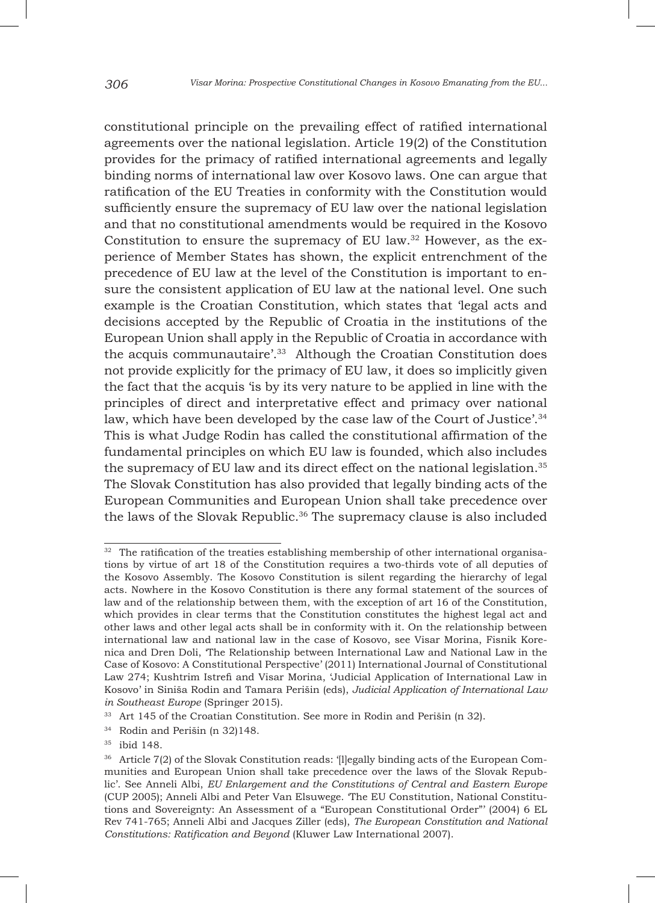constitutional principle on the prevailing effect of ratified international agreements over the national legislation. Article 19(2) of the Constitution provides for the primacy of ratified international agreements and legally binding norms of international law over Kosovo laws. One can argue that ratification of the EU Treaties in conformity with the Constitution would sufficiently ensure the supremacy of EU law over the national legislation and that no constitutional amendments would be required in the Kosovo Constitution to ensure the supremacy of EU law.[32] However, as the experience of Member States has shown, the explicit entrenchment of the precedence of EU law at the level of the Constitution is important to ensure the consistent application of EU law at the national level. One such example is the Croatian Constitution, which states that 'legal acts and decisions accepted by the Republic of Croatia in the institutions of the European Union shall apply in the Republic of Croatia in accordance with the acquis communautaire'.[33] Although the Croatian Constitution does not provide explicitly for the primacy of EU law, it does so implicitly given the fact that the acquis 'is by its very nature to be applied in line with the principles of direct and interpretative effect and primacy over national law, which have been developed by the case law of the Court of Justice'.[34] This is what Judge Rodin has called the constitutional affirmation of the fundamental principles on which EU law is founded, which also includes the supremacy of EU law and its direct effect on the national legislation.[35] The Slovak Constitution has also provided that legally binding acts of the European Communities and European Union shall take precedence over the laws of the Slovak Republic.[36] The supremacy clause is also included

---

[32] The ratification of the treaties establishing membership of other international organisations by virtue of art 18 of the Constitution requires a two-thirds vote of all deputies of the Kosovo Assembly. The Kosovo Constitution is silent regarding the hierarchy of legal acts. Nowhere in the Kosovo Constitution is there any formal statement of the sources of law and of the relationship between them, with the exception of art 16 of the Constitution, which provides in clear terms that the Constitution constitutes the highest legal act and other laws and other legal acts shall be in conformity with it. On the relationship between international law and national law in the case of Kosovo, see Visar Morina, Fisnik Korenica and Dren Doli, 'The Relationship between International Law and National Law in the Case of Kosovo: A Constitutional Perspective' (2011) International Journal of Constitutional Law 274; Kushtrim Istrefi and Visar Morina, 'Judicial Application of International Law in Kosovo' in Siniša Rodin and Tamara Perišin (eds), *Judicial Application of International Law in Southeast Europe* (Springer 2015).

[33] Art 145 of the Croatian Constitution. See more in Rodin and Perišin (n 32).

[34] Rodin and Perišin (n 32)148.

[35] ibid 148.

[36] Article 7(2) of the Slovak Constitution reads: '[l]egally binding acts of the European Communities and European Union shall take precedence over the laws of the Slovak Republic'. See Anneli Albi, *EU Enlargement and the Constitutions of Central and Eastern Europe* (CUP 2005); Anneli Albi and Peter Van Elsuwege. 'The EU Constitution, National Constitutions and Sovereignty: An Assessment of a "European Constitutional Order"' (2004) 6 EL Rev 741-765; Anneli Albi and Jacques Ziller (eds), *The European Constitution and National Constitutions: Ratification and Beyond* (Kluwer Law International 2007).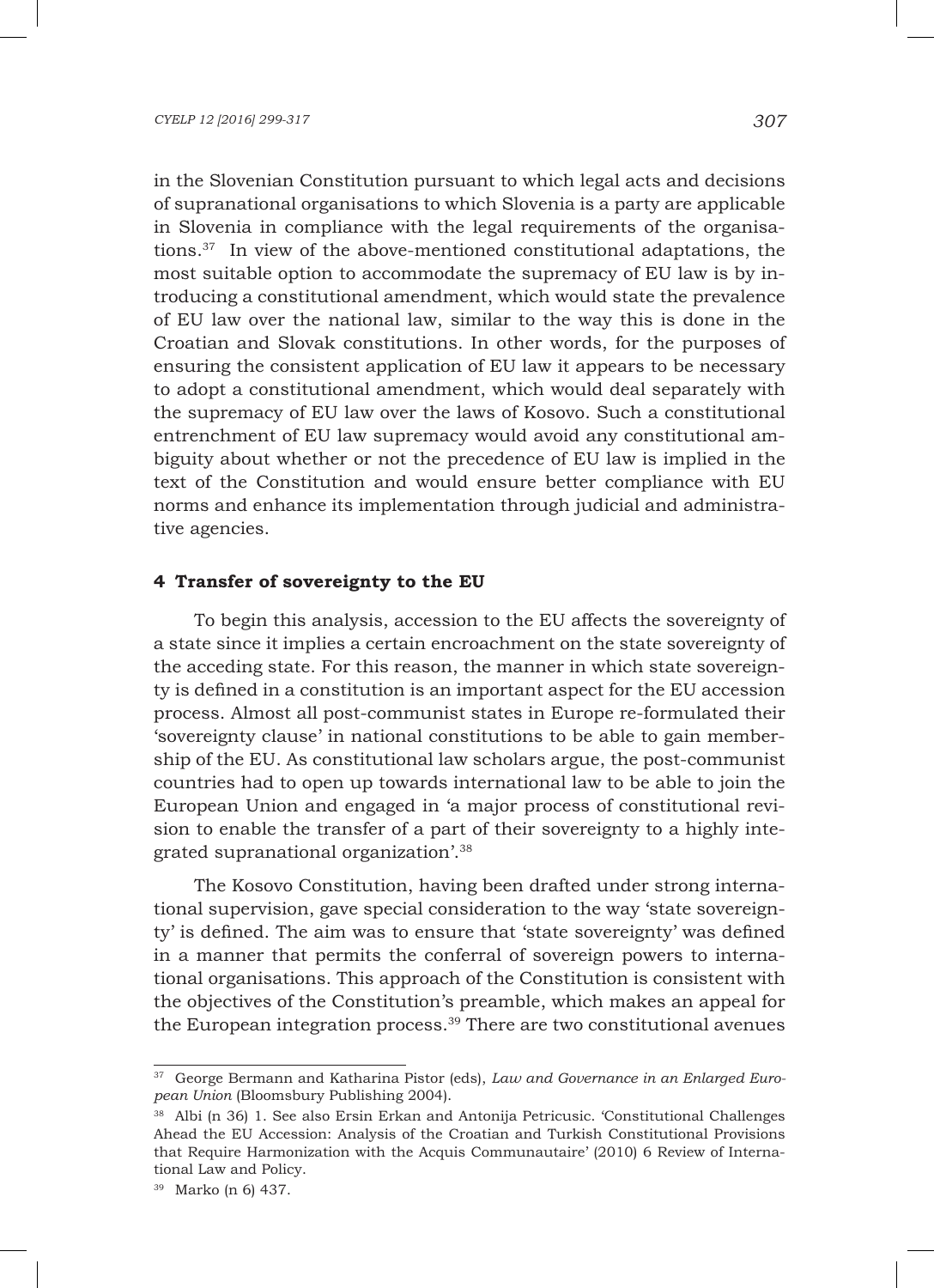in the Slovenian Constitution pursuant to which legal acts and decisions of supranational organisations to which Slovenia is a party are applicable in Slovenia in compliance with the legal requirements of the organisations.[37] In view of the above-mentioned constitutional adaptations, the most suitable option to accommodate the supremacy of EU law is by introducing a constitutional amendment, which would state the prevalence of EU law over the national law, similar to the way this is done in the Croatian and Slovak constitutions. In other words, for the purposes of ensuring the consistent application of EU law it appears to be necessary to adopt a constitutional amendment, which would deal separately with the supremacy of EU law over the laws of Kosovo. Such a constitutional entrenchment of EU law supremacy would avoid any constitutional ambiguity about whether or not the precedence of EU law is implied in the text of the Constitution and would ensure better compliance with EU norms and enhance its implementation through judicial and administrative agencies.

## 4 Transfer of sovereignty to the EU

To begin this analysis, accession to the EU affects the sovereignty of a state since it implies a certain encroachment on the state sovereignty of the acceding state. For this reason, the manner in which state sovereignty is defined in a constitution is an important aspect for the EU accession process. Almost all post-communist states in Europe re-formulated their 'sovereignty clause' in national constitutions to be able to gain membership of the EU. As constitutional law scholars argue, the post-communist countries had to open up towards international law to be able to join the European Union and engaged in 'a major process of constitutional revision to enable the transfer of a part of their sovereignty to a highly integrated supranational organization'.[38]

The Kosovo Constitution, having been drafted under strong international supervision, gave special consideration to the way 'state sovereignty' is defined. The aim was to ensure that 'state sovereignty' was defined in a manner that permits the conferral of sovereign powers to international organisations. This approach of the Constitution is consistent with the objectives of the Constitution's preamble, which makes an appeal for the European integration process.[39] There are two constitutional avenues

---

[37] George Bermann and Katharina Pistor (eds), *Law and Governance in an Enlarged European Union* (Bloomsbury Publishing 2004).

[38] Albi (n 36) 1. See also Ersin Erkan and Antonija Petricusic. 'Constitutional Challenges Ahead the EU Accession: Analysis of the Croatian and Turkish Constitutional Provisions that Require Harmonization with the Acquis Communautaire' (2010) 6 Review of International Law and Policy.

[39] Marko (n 6) 437.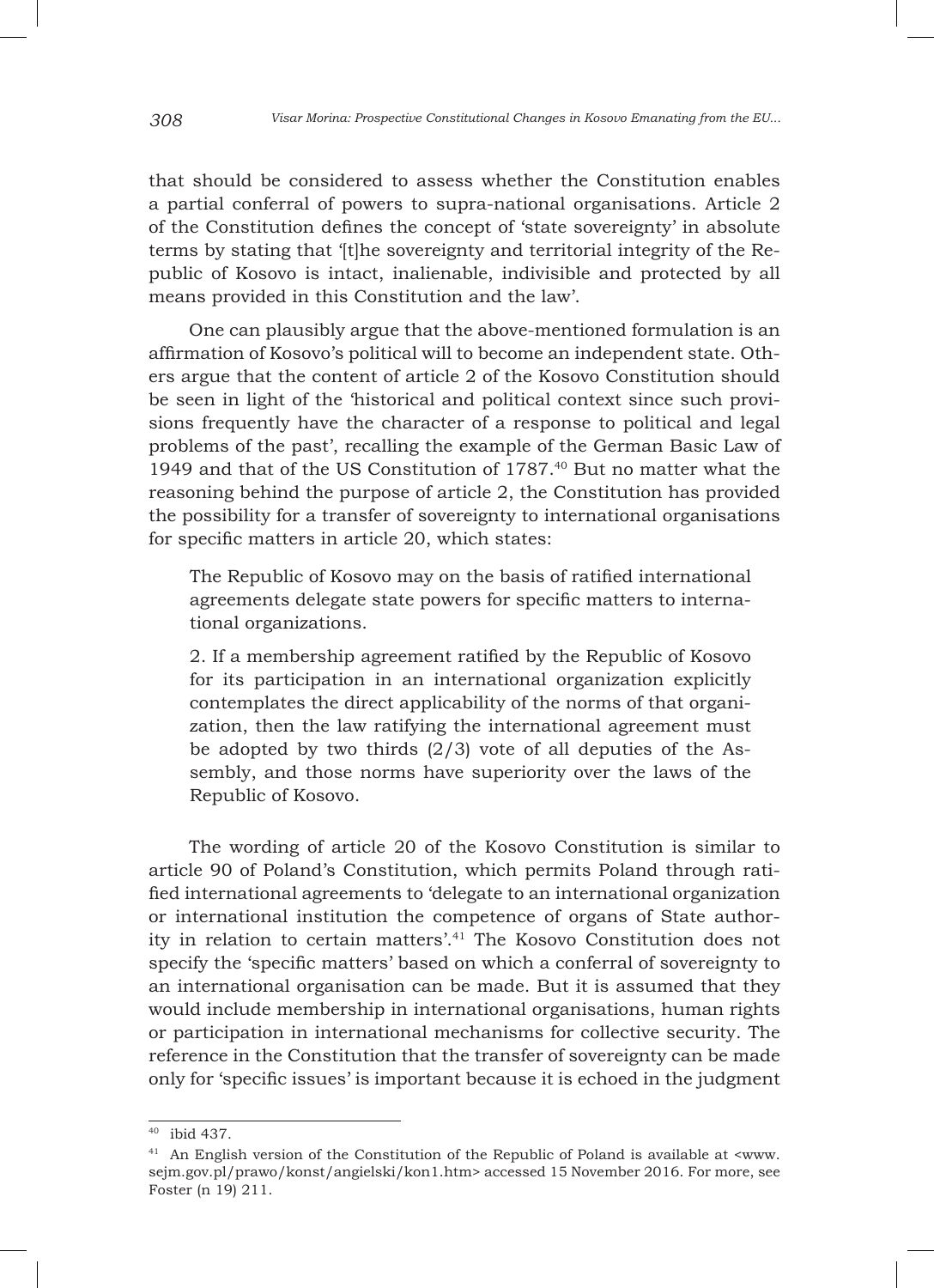that should be considered to assess whether the Constitution enables a partial conferral of powers to supra-national organisations. Article 2 of the Constitution defines the concept of 'state sovereignty' in absolute terms by stating that '[t]he sovereignty and territorial integrity of the Republic of Kosovo is intact, inalienable, indivisible and protected by all means provided in this Constitution and the law'.

One can plausibly argue that the above-mentioned formulation is an affirmation of Kosovo's political will to become an independent state. Others argue that the content of article 2 of the Kosovo Constitution should be seen in light of the 'historical and political context since such provisions frequently have the character of a response to political and legal problems of the past', recalling the example of the German Basic Law of 1949 and that of the US Constitution of 1787.[40] But no matter what the reasoning behind the purpose of article 2, the Constitution has provided the possibility for a transfer of sovereignty to international organisations for specific matters in article 20, which states:

> The Republic of Kosovo may on the basis of ratified international agreements delegate state powers for specific matters to international organizations.
>
> 2. If a membership agreement ratified by the Republic of Kosovo for its participation in an international organization explicitly contemplates the direct applicability of the norms of that organization, then the law ratifying the international agreement must be adopted by two thirds (2/3) vote of all deputies of the Assembly, and those norms have superiority over the laws of the Republic of Kosovo.

The wording of article 20 of the Kosovo Constitution is similar to article 90 of Poland's Constitution, which permits Poland through ratified international agreements to 'delegate to an international organization or international institution the competence of organs of State authority in relation to certain matters'.[41] The Kosovo Constitution does not specify the 'specific matters' based on which a conferral of sovereignty to an international organisation can be made. But it is assumed that they would include membership in international organisations, human rights or participation in international mechanisms for collective security. The reference in the Constitution that the transfer of sovereignty can be made only for 'specific issues' is important because it is echoed in the judgment

---

[40] ibid 437.

[41] An English version of the Constitution of the Republic of Poland is available at <www.sejm.gov.pl/prawo/konst/angielski/kon1.htm> accessed 15 November 2016. For more, see Foster (n 19) 211.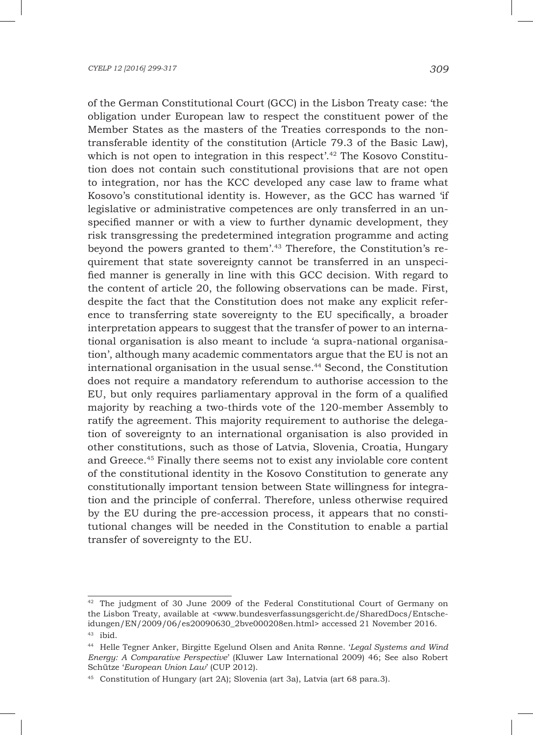of the German Constitutional Court (GCC) in the Lisbon Treaty case: 'the obligation under European law to respect the constituent power of the Member States as the masters of the Treaties corresponds to the non-transferable identity of the constitution (Article 79.3 of the Basic Law), which is not open to integration in this respect'.[42] The Kosovo Constitution does not contain such constitutional provisions that are not open to integration, nor has the KCC developed any case law to frame what Kosovo's constitutional identity is. However, as the GCC has warned 'if legislative or administrative competences are only transferred in an unspecified manner or with a view to further dynamic development, they risk transgressing the predetermined integration programme and acting beyond the powers granted to them'.[43] Therefore, the Constitution's requirement that state sovereignty cannot be transferred in an unspecified manner is generally in line with this GCC decision. With regard to the content of article 20, the following observations can be made. First, despite the fact that the Constitution does not make any explicit reference to transferring state sovereignty to the EU specifically, a broader interpretation appears to suggest that the transfer of power to an international organisation is also meant to include 'a supra-national organisation', although many academic commentators argue that the EU is not an international organisation in the usual sense.[44] Second, the Constitution does not require a mandatory referendum to authorise accession to the EU, but only requires parliamentary approval in the form of a qualified majority by reaching a two-thirds vote of the 120-member Assembly to ratify the agreement. This majority requirement to authorise the delegation of sovereignty to an international organisation is also provided in other constitutions, such as those of Latvia, Slovenia, Croatia, Hungary and Greece.[45] Finally there seems not to exist any inviolable core content of the constitutional identity in the Kosovo Constitution to generate any constitutionally important tension between State willingness for integration and the principle of conferral. Therefore, unless otherwise required by the EU during the pre-accession process, it appears that no constitutional changes will be needed in the Constitution to enable a partial transfer of sovereignty to the EU.

---

[42] The judgment of 30 June 2009 of the Federal Constitutional Court of Germany on the Lisbon Treaty, available at <www.bundesverfassungsgericht.de/SharedDocs/Entscheidungen/EN/2009/06/es20090630_2bve000208en.html> accessed 21 November 2016.

[43] ibid.

[44] Helle Tegner Anker, Birgitte Egelund Olsen and Anita Rønne. '*Legal Systems and Wind Energy: A Comparative Perspective*' (Kluwer Law International 2009) 46; See also Robert Schütze '*European Union Law*' (CUP 2012).

[45] Constitution of Hungary (art 2A); Slovenia (art 3a), Latvia (art 68 para.3).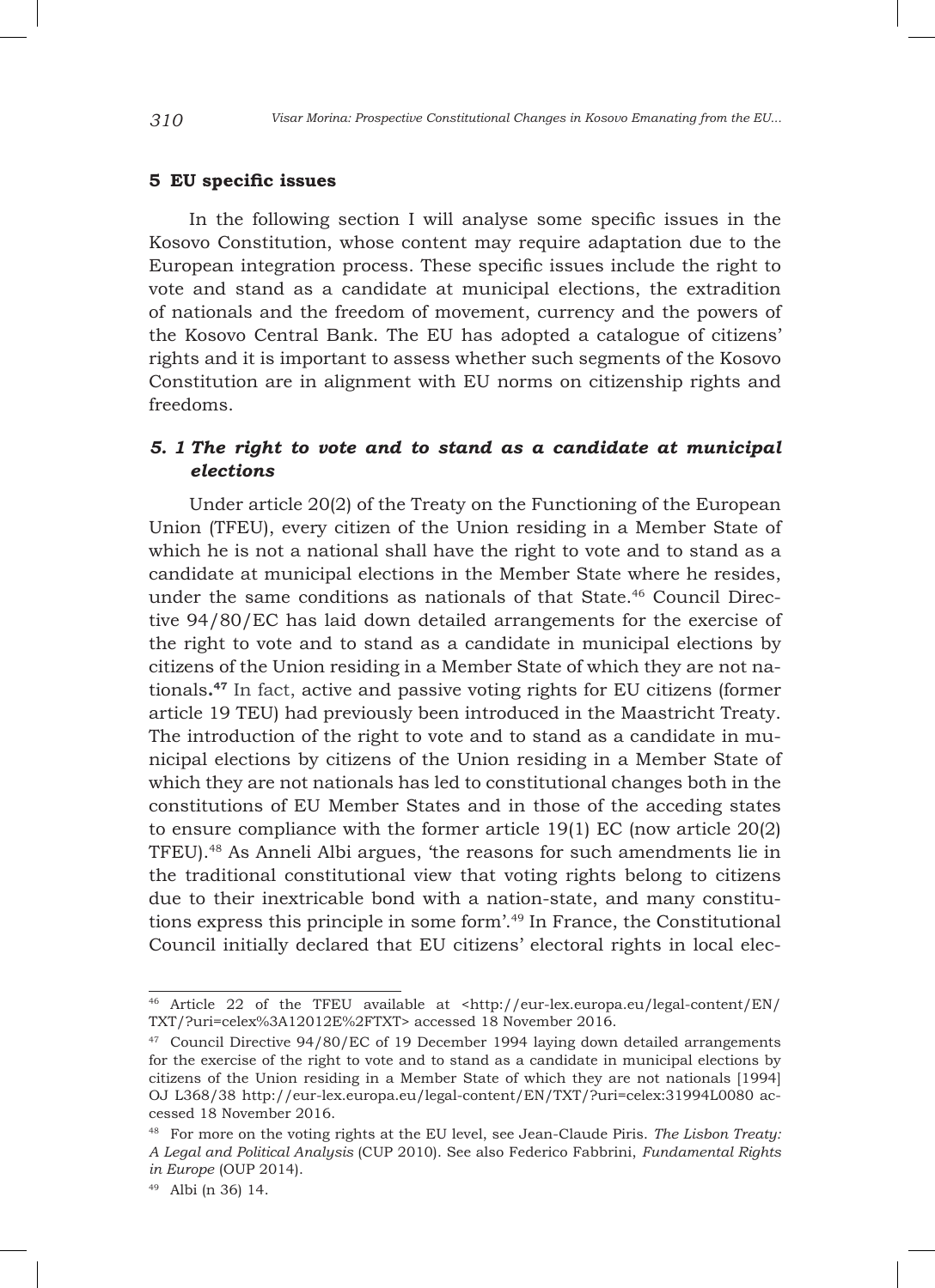## 5 EU specific issues

In the following section I will analyse some specific issues in the Kosovo Constitution, whose content may require adaptation due to the European integration process. These specific issues include the right to vote and stand as a candidate at municipal elections, the extradition of nationals and the freedom of movement, currency and the powers of the Kosovo Central Bank. The EU has adopted a catalogue of citizens' rights and it is important to assess whether such segments of the Kosovo Constitution are in alignment with EU norms on citizenship rights and freedoms.

### *5. 1 The right to vote and to stand as a candidate at municipal elections*

Under article 20(2) of the Treaty on the Functioning of the European Union (TFEU), every citizen of the Union residing in a Member State of which he is not a national shall have the right to vote and to stand as a candidate at municipal elections in the Member State where he resides, under the same conditions as nationals of that State.[46] Council Directive 94/80/EC has laid down detailed arrangements for the exercise of the right to vote and to stand as a candidate in municipal elections by citizens of the Union residing in a Member State of which they are not nationals.[47] In fact, active and passive voting rights for EU citizens (former article 19 TEU) had previously been introduced in the Maastricht Treaty. The introduction of the right to vote and to stand as a candidate in municipal elections by citizens of the Union residing in a Member State of which they are not nationals has led to constitutional changes both in the constitutions of EU Member States and in those of the acceding states to ensure compliance with the former article 19(1) EC (now article 20(2) TFEU).[48] As Anneli Albi argues, 'the reasons for such amendments lie in the traditional constitutional view that voting rights belong to citizens due to their inextricable bond with a nation-state, and many constitutions express this principle in some form'.[49] In France, the Constitutional Council initially declared that EU citizens' electoral rights in local elec-

---

[46] Article 22 of the TFEU available at <http://eur-lex.europa.eu/legal-content/EN/TXT/?uri=celex%3A12012E%2FTXT> accessed 18 November 2016.

[47] Council Directive 94/80/EC of 19 December 1994 laying down detailed arrangements for the exercise of the right to vote and to stand as a candidate in municipal elections by citizens of the Union residing in a Member State of which they are not nationals [1994] OJ L368/38 http://eur-lex.europa.eu/legal-content/EN/TXT/?uri=celex:31994L0080 accessed 18 November 2016.

[48] For more on the voting rights at the EU level, see Jean-Claude Piris. *The Lisbon Treaty: A Legal and Political Analysis* (CUP 2010). See also Federico Fabbrini, *Fundamental Rights in Europe* (OUP 2014).

[49] Albi (n 36) 14.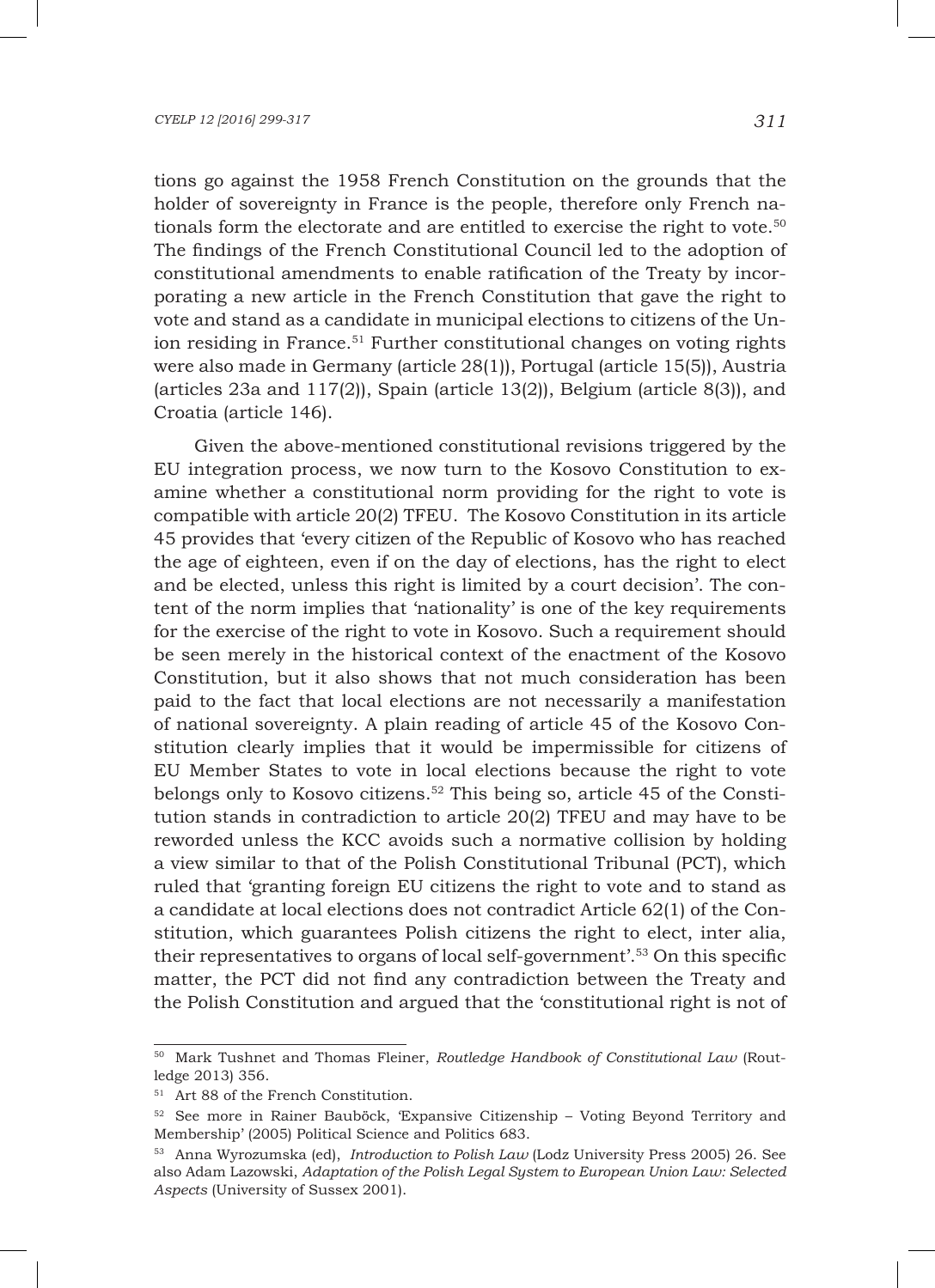tions go against the 1958 French Constitution on the grounds that the holder of sovereignty in France is the people, therefore only French nationals form the electorate and are entitled to exercise the right to vote.[50] The findings of the French Constitutional Council led to the adoption of constitutional amendments to enable ratification of the Treaty by incorporating a new article in the French Constitution that gave the right to vote and stand as a candidate in municipal elections to citizens of the Union residing in France.[51] Further constitutional changes on voting rights were also made in Germany (article 28(1)), Portugal (article 15(5)), Austria (articles 23a and 117(2)), Spain (article 13(2)), Belgium (article 8(3)), and Croatia (article 146).

Given the above-mentioned constitutional revisions triggered by the EU integration process, we now turn to the Kosovo Constitution to examine whether a constitutional norm providing for the right to vote is compatible with article 20(2) TFEU. The Kosovo Constitution in its article 45 provides that 'every citizen of the Republic of Kosovo who has reached the age of eighteen, even if on the day of elections, has the right to elect and be elected, unless this right is limited by a court decision'. The content of the norm implies that 'nationality' is one of the key requirements for the exercise of the right to vote in Kosovo. Such a requirement should be seen merely in the historical context of the enactment of the Kosovo Constitution, but it also shows that not much consideration has been paid to the fact that local elections are not necessarily a manifestation of national sovereignty. A plain reading of article 45 of the Kosovo Constitution clearly implies that it would be impermissible for citizens of EU Member States to vote in local elections because the right to vote belongs only to Kosovo citizens.[52] This being so, article 45 of the Constitution stands in contradiction to article 20(2) TFEU and may have to be reworded unless the KCC avoids such a normative collision by holding a view similar to that of the Polish Constitutional Tribunal (PCT), which ruled that 'granting foreign EU citizens the right to vote and to stand as a candidate at local elections does not contradict Article 62(1) of the Constitution, which guarantees Polish citizens the right to elect, inter alia, their representatives to organs of local self-government'.[53] On this specific matter, the PCT did not find any contradiction between the Treaty and the Polish Constitution and argued that the 'constitutional right is not of

---

[50] Mark Tushnet and Thomas Fleiner, *Routledge Handbook of Constitutional Law* (Routledge 2013) 356.

[51] Art 88 of the French Constitution.

[52] See more in Rainer Bauböck, 'Expansive Citizenship – Voting Beyond Territory and Membership' (2005) Political Science and Politics 683.

[53] Anna Wyrozumska (ed), *Introduction to Polish Law* (Lodz University Press 2005) 26. See also Adam Lazowski, *Adaptation of the Polish Legal System to European Union Law: Selected Aspects* (University of Sussex 2001).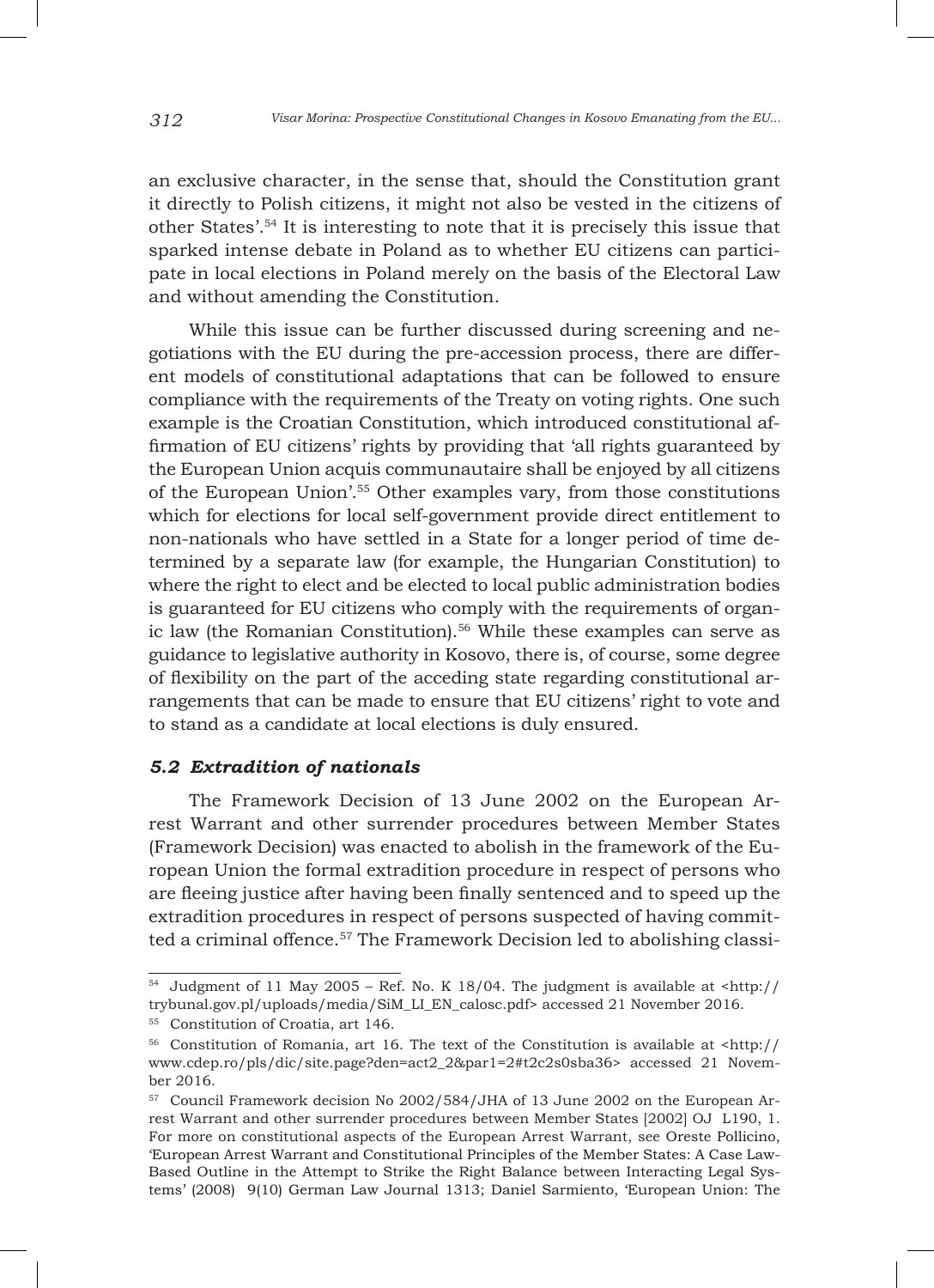an exclusive character, in the sense that, should the Constitution grant it directly to Polish citizens, it might not also be vested in the citizens of other States'.[54] It is interesting to note that it is precisely this issue that sparked intense debate in Poland as to whether EU citizens can participate in local elections in Poland merely on the basis of the Electoral Law and without amending the Constitution.

While this issue can be further discussed during screening and negotiations with the EU during the pre-accession process, there are different models of constitutional adaptations that can be followed to ensure compliance with the requirements of the Treaty on voting rights. One such example is the Croatian Constitution, which introduced constitutional affirmation of EU citizens' rights by providing that 'all rights guaranteed by the European Union acquis communautaire shall be enjoyed by all citizens of the European Union'.[55] Other examples vary, from those constitutions which for elections for local self-government provide direct entitlement to non-nationals who have settled in a State for a longer period of time determined by a separate law (for example, the Hungarian Constitution) to where the right to elect and be elected to local public administration bodies is guaranteed for EU citizens who comply with the requirements of organic law (the Romanian Constitution).[56] While these examples can serve as guidance to legislative authority in Kosovo, there is, of course, some degree of flexibility on the part of the acceding state regarding constitutional arrangements that can be made to ensure that EU citizens' right to vote and to stand as a candidate at local elections is duly ensured.

### *5.2 Extradition of nationals*

The Framework Decision of 13 June 2002 on the European Arrest Warrant and other surrender procedures between Member States (Framework Decision) was enacted to abolish in the framework of the European Union the formal extradition procedure in respect of persons who are fleeing justice after having been finally sentenced and to speed up the extradition procedures in respect of persons suspected of having committed a criminal offence.[57] The Framework Decision led to abolishing classi-

---

[54] Judgment of 11 May 2005 – Ref. No. K 18/04. The judgment is available at <http://trybunal.gov.pl/uploads/media/SiM_LI_EN_calosc.pdf> accessed 21 November 2016.

[55] Constitution of Croatia, art 146.

[56] Constitution of Romania, art 16. The text of the Constitution is available at <http://www.cdep.ro/pls/dic/site.page?den=act2_2&par1=2#t2c2s0sba36> accessed 21 November 2016.

[57] Council Framework decision No 2002/584/JHA of 13 June 2002 on the European Arrest Warrant and other surrender procedures between Member States [2002] OJ L190, 1. For more on constitutional aspects of the European Arrest Warrant, see Oreste Pollicino, 'European Arrest Warrant and Constitutional Principles of the Member States: A Case Law-Based Outline in the Attempt to Strike the Right Balance between Interacting Legal Systems' (2008) 9(10) German Law Journal 1313; Daniel Sarmiento, 'European Union: The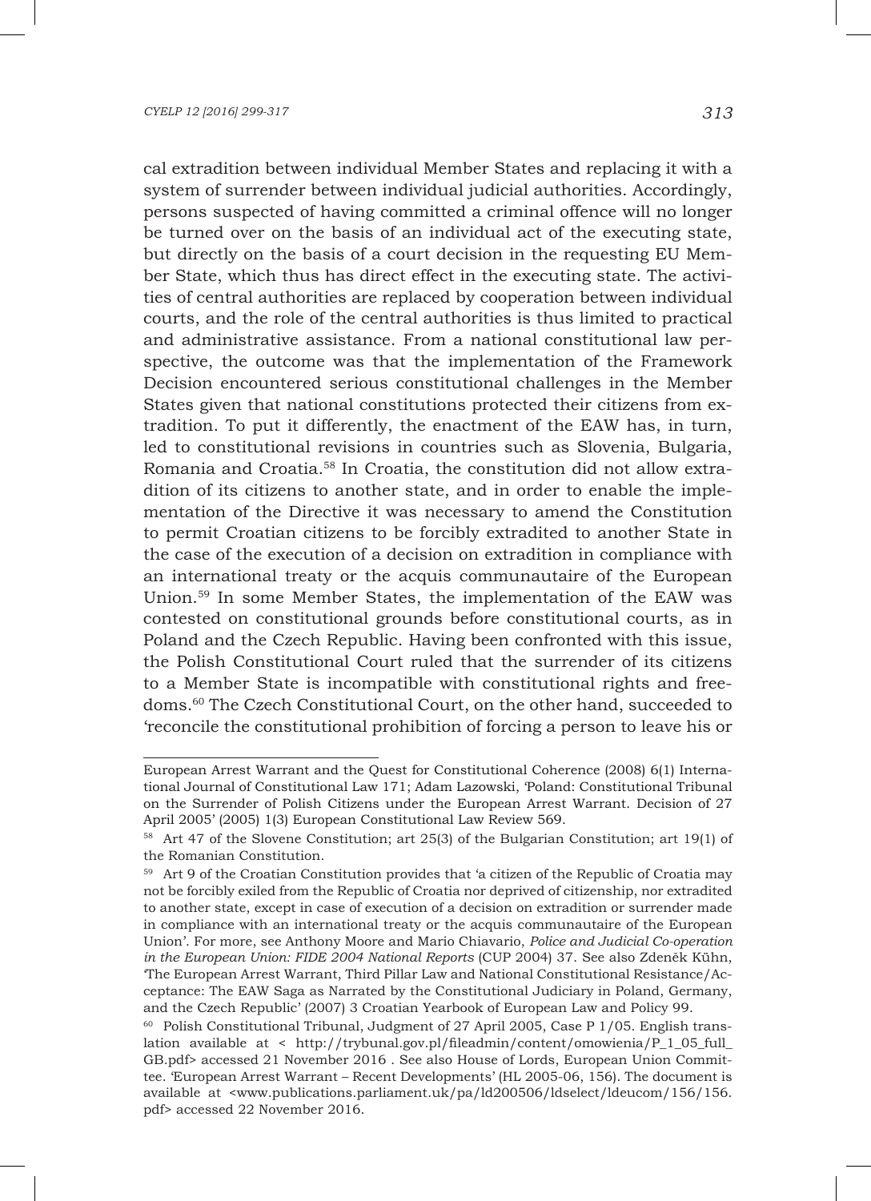cal extradition between individual Member States and replacing it with a system of surrender between individual judicial authorities. Accordingly, persons suspected of having committed a criminal offence will no longer be turned over on the basis of an individual act of the executing state, but directly on the basis of a court decision in the requesting EU Member State, which thus has direct effect in the executing state. The activities of central authorities are replaced by cooperation between individual courts, and the role of the central authorities is thus limited to practical and administrative assistance. From a national constitutional law perspective, the outcome was that the implementation of the Framework Decision encountered serious constitutional challenges in the Member States given that national constitutions protected their citizens from extradition. To put it differently, the enactment of the EAW has, in turn, led to constitutional revisions in countries such as Slovenia, Bulgaria, Romania and Croatia.[58] In Croatia, the constitution did not allow extradition of its citizens to another state, and in order to enable the implementation of the Directive it was necessary to amend the Constitution to permit Croatian citizens to be forcibly extradited to another State in the case of the execution of a decision on extradition in compliance with an international treaty or the acquis communautaire of the European Union.[59] In some Member States, the implementation of the EAW was contested on constitutional grounds before constitutional courts, as in Poland and the Czech Republic. Having been confronted with this issue, the Polish Constitutional Court ruled that the surrender of its citizens to a Member State is incompatible with constitutional rights and freedoms.[60] The Czech Constitutional Court, on the other hand, succeeded to 'reconcile the constitutional prohibition of forcing a person to leave his or

---

European Arrest Warrant and the Quest for Constitutional Coherence (2008) 6(1) International Journal of Constitutional Law 171; Adam Lazowski, 'Poland: Constitutional Tribunal on the Surrender of Polish Citizens under the European Arrest Warrant. Decision of 27 April 2005' (2005) 1(3) European Constitutional Law Review 569.

[58] Art 47 of the Slovene Constitution; art 25(3) of the Bulgarian Constitution; art 19(1) of the Romanian Constitution.

[59] Art 9 of the Croatian Constitution provides that 'a citizen of the Republic of Croatia may not be forcibly exiled from the Republic of Croatia nor deprived of citizenship, nor extradited to another state, except in case of execution of a decision on extradition or surrender made in compliance with an international treaty or the acquis communautaire of the European Union'. For more, see Anthony Moore and Mario Chiavario, *Police and Judicial Co-operation in the European Union: FIDE 2004 National Reports* (CUP 2004) 37. See also Zdeněk Kühn, 'The European Arrest Warrant, Third Pillar Law and National Constitutional Resistance/Acceptance: The EAW Saga as Narrated by the Constitutional Judiciary in Poland, Germany, and the Czech Republic' (2007) 3 Croatian Yearbook of European Law and Policy 99.

[60] Polish Constitutional Tribunal, Judgment of 27 April 2005, Case P 1/05. English translation available at < http://trybunal.gov.pl/fileadmin/content/omowienia/P_1_05_full_GB.pdf> accessed 21 November 2016 . See also House of Lords, European Union Committee. 'European Arrest Warrant – Recent Developments' (HL 2005-06, 156). The document is available at <www.publications.parliament.uk/pa/ld200506/ldselect/ldeucom/156/156.pdf> accessed 22 November 2016.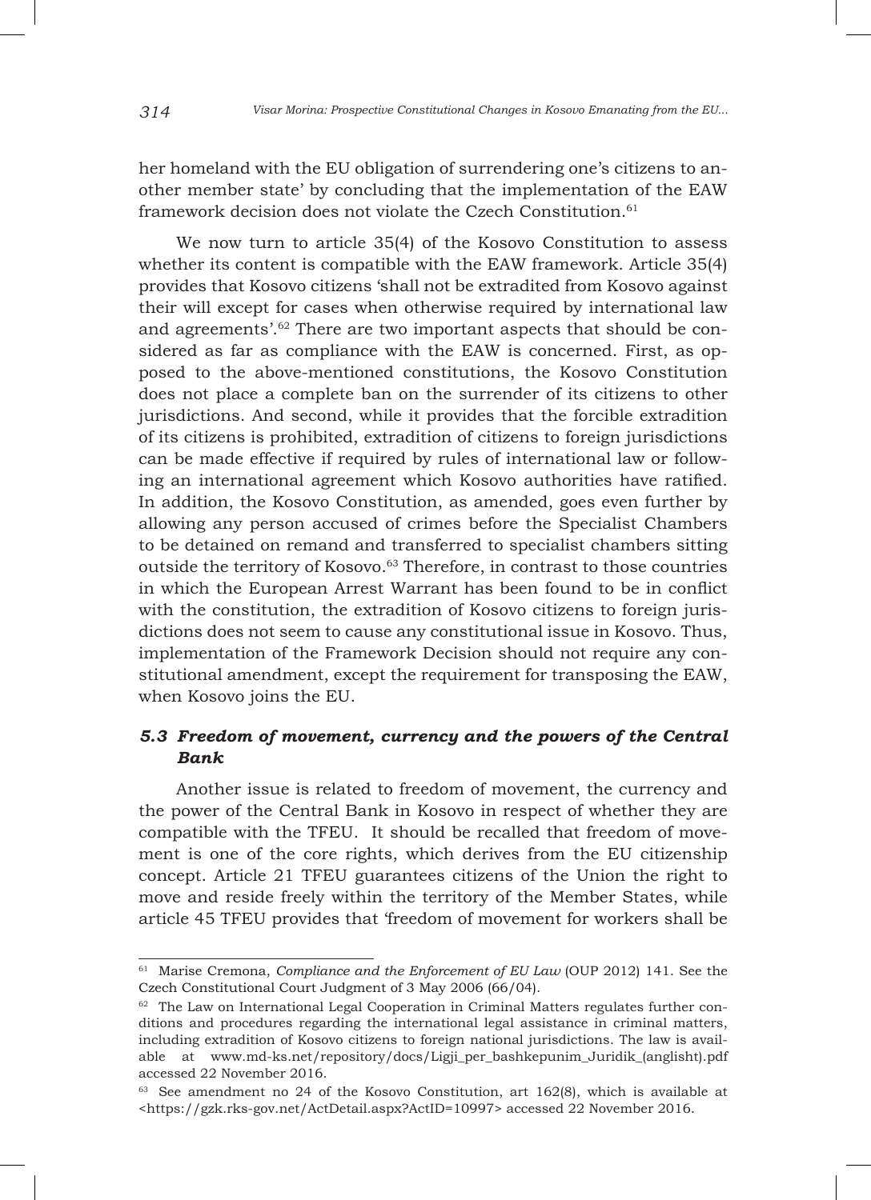her homeland with the EU obligation of surrendering one's citizens to another member state' by concluding that the implementation of the EAW framework decision does not violate the Czech Constitution.[61]

We now turn to article 35(4) of the Kosovo Constitution to assess whether its content is compatible with the EAW framework. Article 35(4) provides that Kosovo citizens 'shall not be extradited from Kosovo against their will except for cases when otherwise required by international law and agreements'.[62] There are two important aspects that should be considered as far as compliance with the EAW is concerned. First, as opposed to the above-mentioned constitutions, the Kosovo Constitution does not place a complete ban on the surrender of its citizens to other jurisdictions. And second, while it provides that the forcible extradition of its citizens is prohibited, extradition of citizens to foreign jurisdictions can be made effective if required by rules of international law or following an international agreement which Kosovo authorities have ratified. In addition, the Kosovo Constitution, as amended, goes even further by allowing any person accused of crimes before the Specialist Chambers to be detained on remand and transferred to specialist chambers sitting outside the territory of Kosovo.[63] Therefore, in contrast to those countries in which the European Arrest Warrant has been found to be in conflict with the constitution, the extradition of Kosovo citizens to foreign jurisdictions does not seem to cause any constitutional issue in Kosovo. Thus, implementation of the Framework Decision should not require any constitutional amendment, except the requirement for transposing the EAW, when Kosovo joins the EU.

### *5.3 Freedom of movement, currency and the powers of the Central Bank*

Another issue is related to freedom of movement, the currency and the power of the Central Bank in Kosovo in respect of whether they are compatible with the TFEU. It should be recalled that freedom of movement is one of the core rights, which derives from the EU citizenship concept. Article 21 TFEU guarantees citizens of the Union the right to move and reside freely within the territory of the Member States, while article 45 TFEU provides that 'freedom of movement for workers shall be

---

[61] Marise Cremona, *Compliance and the Enforcement of EU Law* (OUP 2012) 141. See the Czech Constitutional Court Judgment of 3 May 2006 (66/04).

[62] The Law on International Legal Cooperation in Criminal Matters regulates further conditions and procedures regarding the international legal assistance in criminal matters, including extradition of Kosovo citizens to foreign national jurisdictions. The law is available at www.md-ks.net/repository/docs/Ligji_per_bashkepunim_Juridik_(anglisht).pdf accessed 22 November 2016.

[63] See amendment no 24 of the Kosovo Constitution, art 162(8), which is available at <https://gzk.rks-gov.net/ActDetail.aspx?ActID=10997> accessed 22 November 2016.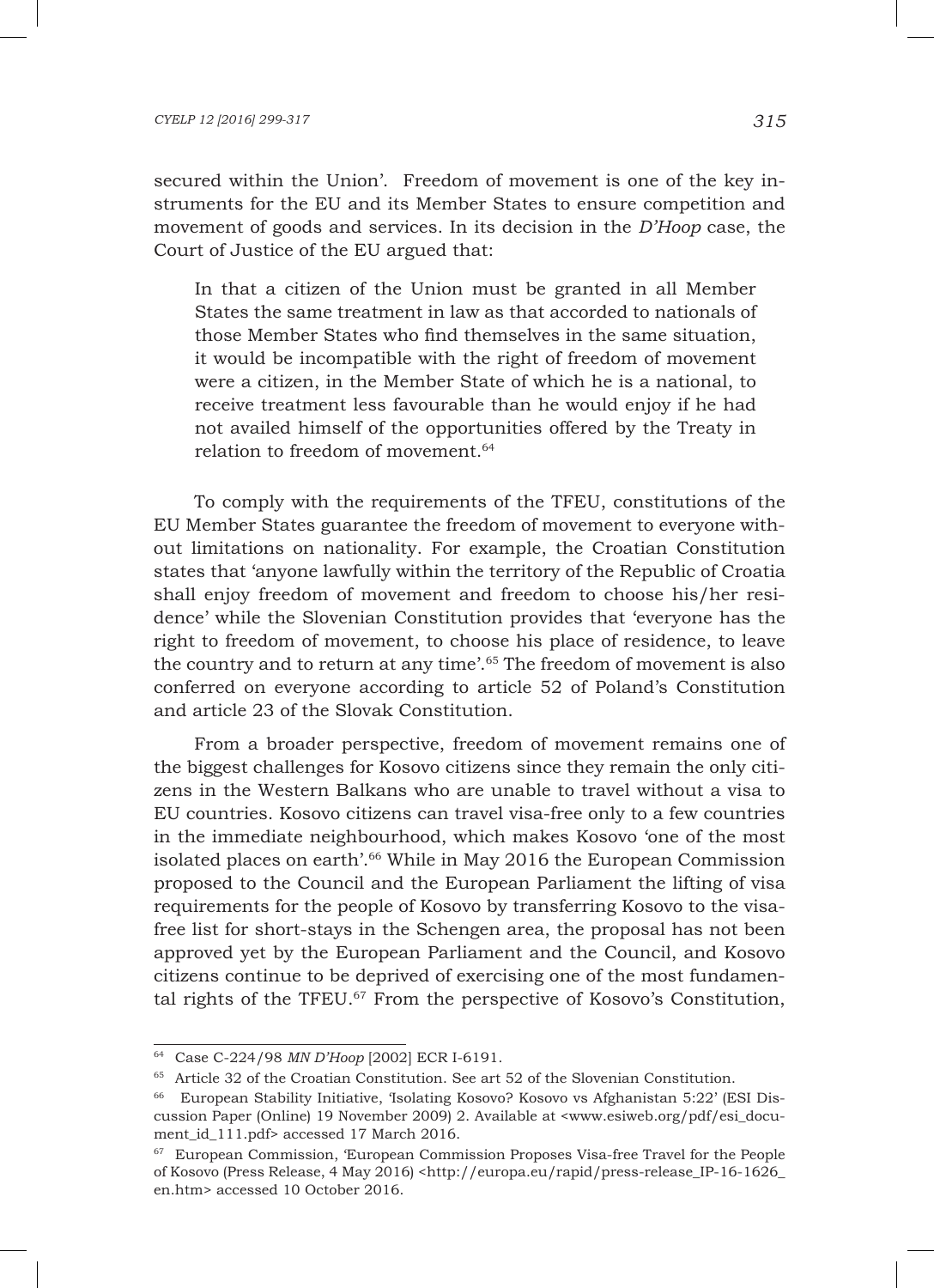secured within the Union'. Freedom of movement is one of the key instruments for the EU and its Member States to ensure competition and movement of goods and services. In its decision in the *D'Hoop* case, the Court of Justice of the EU argued that:

> In that a citizen of the Union must be granted in all Member States the same treatment in law as that accorded to nationals of those Member States who find themselves in the same situation, it would be incompatible with the right of freedom of movement were a citizen, in the Member State of which he is a national, to receive treatment less favourable than he would enjoy if he had not availed himself of the opportunities offered by the Treaty in relation to freedom of movement.[64]

To comply with the requirements of the TFEU, constitutions of the EU Member States guarantee the freedom of movement to everyone without limitations on nationality. For example, the Croatian Constitution states that 'anyone lawfully within the territory of the Republic of Croatia shall enjoy freedom of movement and freedom to choose his/her residence' while the Slovenian Constitution provides that 'everyone has the right to freedom of movement, to choose his place of residence, to leave the country and to return at any time'.[65] The freedom of movement is also conferred on everyone according to article 52 of Poland's Constitution and article 23 of the Slovak Constitution.

From a broader perspective, freedom of movement remains one of the biggest challenges for Kosovo citizens since they remain the only citizens in the Western Balkans who are unable to travel without a visa to EU countries. Kosovo citizens can travel visa-free only to a few countries in the immediate neighbourhood, which makes Kosovo 'one of the most isolated places on earth'.[66] While in May 2016 the European Commission proposed to the Council and the European Parliament the lifting of visa requirements for the people of Kosovo by transferring Kosovo to the visa-free list for short-stays in the Schengen area, the proposal has not been approved yet by the European Parliament and the Council, and Kosovo citizens continue to be deprived of exercising one of the most fundamental rights of the TFEU.[67] From the perspective of Kosovo's Constitution,

---

[64] Case C-224/98 *MN D'Hoop* [2002] ECR I-6191.

[65] Article 32 of the Croatian Constitution. See art 52 of the Slovenian Constitution.

[66] European Stability Initiative, 'Isolating Kosovo? Kosovo vs Afghanistan 5:22' (ESI Discussion Paper (Online) 19 November 2009) 2. Available at <www.esiweb.org/pdf/esi_document_id_111.pdf> accessed 17 March 2016.

[67] European Commission, 'European Commission Proposes Visa-free Travel for the People of Kosovo (Press Release, 4 May 2016) <http://europa.eu/rapid/press-release_IP-16-1626_en.htm> accessed 10 October 2016.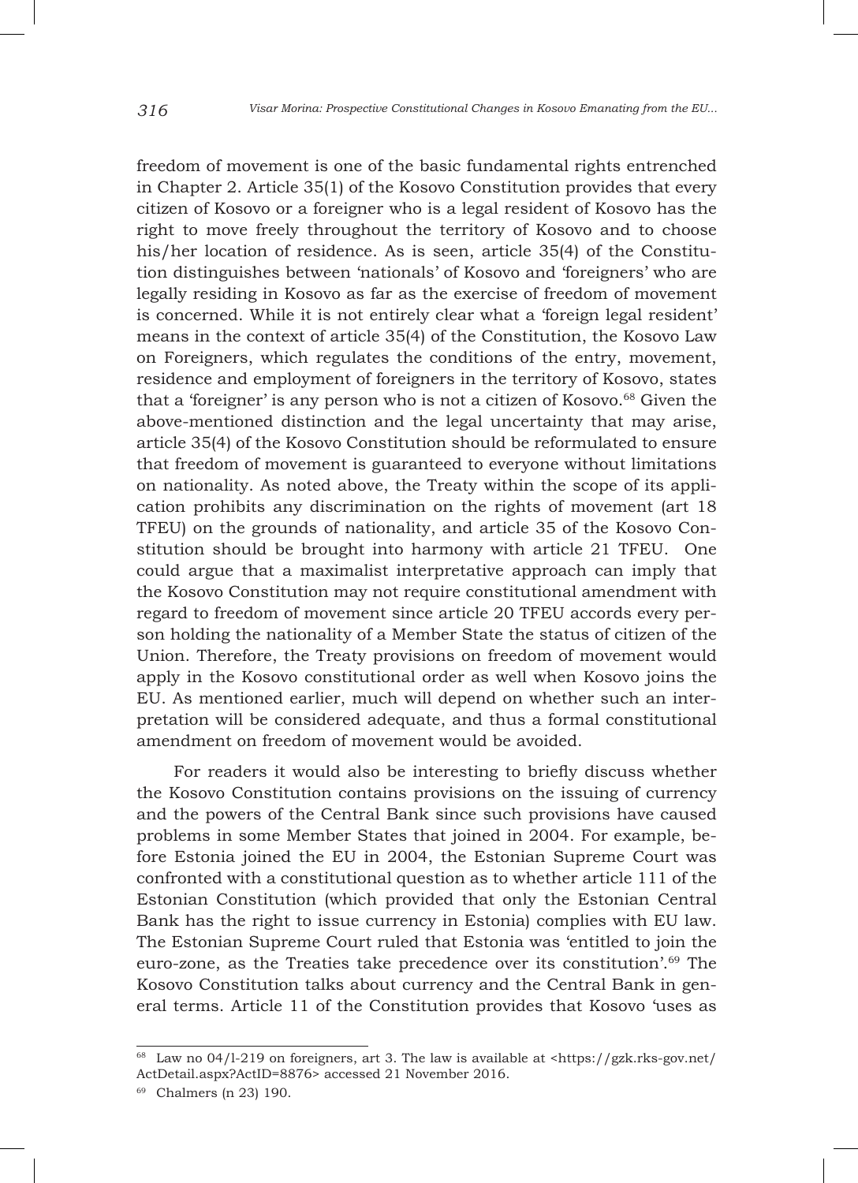freedom of movement is one of the basic fundamental rights entrenched in Chapter 2. Article 35(1) of the Kosovo Constitution provides that every citizen of Kosovo or a foreigner who is a legal resident of Kosovo has the right to move freely throughout the territory of Kosovo and to choose his/her location of residence. As is seen, article 35(4) of the Constitution distinguishes between 'nationals' of Kosovo and 'foreigners' who are legally residing in Kosovo as far as the exercise of freedom of movement is concerned. While it is not entirely clear what a 'foreign legal resident' means in the context of article 35(4) of the Constitution, the Kosovo Law on Foreigners, which regulates the conditions of the entry, movement, residence and employment of foreigners in the territory of Kosovo, states that a 'foreigner' is any person who is not a citizen of Kosovo.[68] Given the above-mentioned distinction and the legal uncertainty that may arise, article 35(4) of the Kosovo Constitution should be reformulated to ensure that freedom of movement is guaranteed to everyone without limitations on nationality. As noted above, the Treaty within the scope of its application prohibits any discrimination on the rights of movement (art 18 TFEU) on the grounds of nationality, and article 35 of the Kosovo Constitution should be brought into harmony with article 21 TFEU. One could argue that a maximalist interpretative approach can imply that the Kosovo Constitution may not require constitutional amendment with regard to freedom of movement since article 20 TFEU accords every person holding the nationality of a Member State the status of citizen of the Union. Therefore, the Treaty provisions on freedom of movement would apply in the Kosovo constitutional order as well when Kosovo joins the EU. As mentioned earlier, much will depend on whether such an interpretation will be considered adequate, and thus a formal constitutional amendment on freedom of movement would be avoided.

For readers it would also be interesting to briefly discuss whether the Kosovo Constitution contains provisions on the issuing of currency and the powers of the Central Bank since such provisions have caused problems in some Member States that joined in 2004. For example, before Estonia joined the EU in 2004, the Estonian Supreme Court was confronted with a constitutional question as to whether article 111 of the Estonian Constitution (which provided that only the Estonian Central Bank has the right to issue currency in Estonia) complies with EU law. The Estonian Supreme Court ruled that Estonia was 'entitled to join the euro-zone, as the Treaties take precedence over its constitution'.[69] The Kosovo Constitution talks about currency and the Central Bank in general terms. Article 11 of the Constitution provides that Kosovo 'uses as

---

[68] Law no 04/l-219 on foreigners, art 3. The law is available at <https://gzk.rks-gov.net/ActDetail.aspx?ActID=8876> accessed 21 November 2016.

[69] Chalmers (n 23) 190.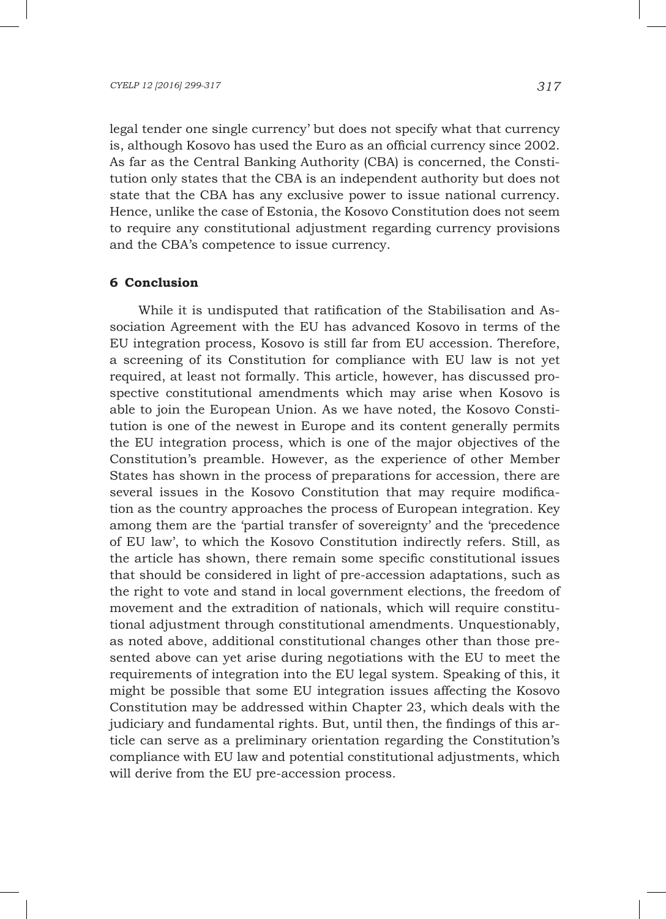legal tender one single currency' but does not specify what that currency is, although Kosovo has used the Euro as an official currency since 2002. As far as the Central Banking Authority (CBA) is concerned, the Constitution only states that the CBA is an independent authority but does not state that the CBA has any exclusive power to issue national currency. Hence, unlike the case of Estonia, the Kosovo Constitution does not seem to require any constitutional adjustment regarding currency provisions and the CBA's competence to issue currency.

## 6 Conclusion

While it is undisputed that ratification of the Stabilisation and Association Agreement with the EU has advanced Kosovo in terms of the EU integration process, Kosovo is still far from EU accession. Therefore, a screening of its Constitution for compliance with EU law is not yet required, at least not formally. This article, however, has discussed prospective constitutional amendments which may arise when Kosovo is able to join the European Union. As we have noted, the Kosovo Constitution is one of the newest in Europe and its content generally permits the EU integration process, which is one of the major objectives of the Constitution's preamble. However, as the experience of other Member States has shown in the process of preparations for accession, there are several issues in the Kosovo Constitution that may require modification as the country approaches the process of European integration. Key among them are the 'partial transfer of sovereignty' and the 'precedence of EU law', to which the Kosovo Constitution indirectly refers. Still, as the article has shown, there remain some specific constitutional issues that should be considered in light of pre-accession adaptations, such as the right to vote and stand in local government elections, the freedom of movement and the extradition of nationals, which will require constitutional adjustment through constitutional amendments. Unquestionably, as noted above, additional constitutional changes other than those presented above can yet arise during negotiations with the EU to meet the requirements of integration into the EU legal system. Speaking of this, it might be possible that some EU integration issues affecting the Kosovo Constitution may be addressed within Chapter 23, which deals with the judiciary and fundamental rights. But, until then, the findings of this article can serve as a preliminary orientation regarding the Constitution's compliance with EU law and potential constitutional adjustments, which will derive from the EU pre-accession process.